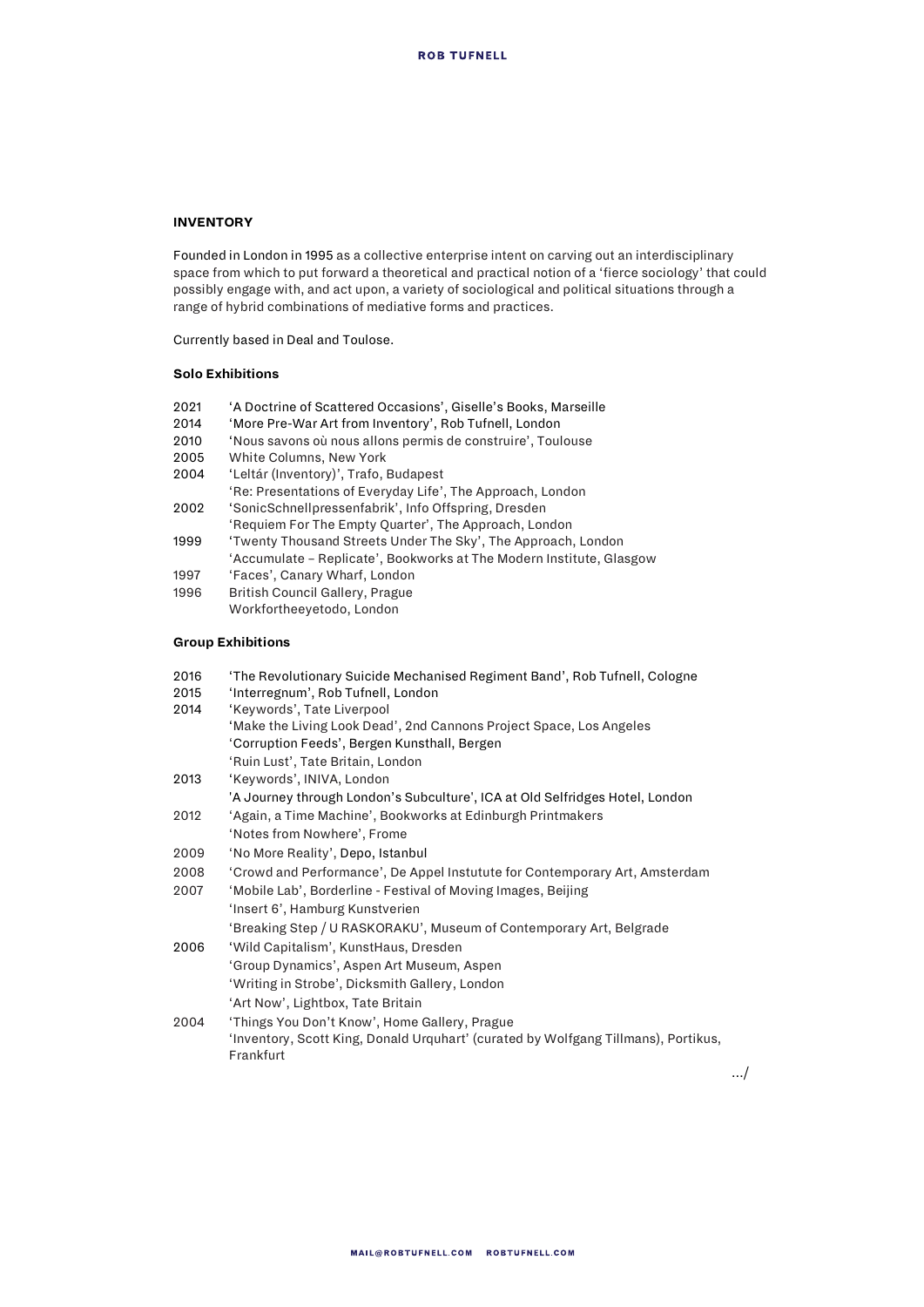## INVENTORY

Founded in London in 1995 as a collective enterprise intent on carving out an interdisciplinary space from which to put forward a theoretical and practical notion of a 'fierce sociology' that could possibly engage with, and act upon, a variety of sociological and political situations through a range of hybrid combinations of mediative forms and practices.

Currently based in Deal and Toulose.

### Solo Exhibitions

2021 'A Doctrine of Scattered Occasions', Giselle's Books, Marseille
2014 'More Pre-War Art from Inventory', Rob Tufnell, London
2010 'Nous savons où nous allons permis de construire', Toulouse
2005 White Columns, New York
2004 'Leltár (Inventory)', Trafo, Budapest
'Re: Presentations of Everyday Life', The Approach, London
2002 'SonicSchnellpressenfabrik', Info Offspring, Dresden
'Requiem For The Empty Quarter', The Approach, London
1999 'Twenty Thousand Streets Under The Sky', The Approach, London
'Accumulate – Replicate', Bookworks at The Modern Institute, Glasgow
1997 'Faces', Canary Wharf, London
1996 British Council Gallery, Prague
Workfortheeyetodo, London

### Group Exhibitions

2016 'The Revolutionary Suicide Mechanised Regiment Band', Rob Tufnell, Cologne
2015 'Interregnum', Rob Tufnell, London
2014 'Keywords', Tate Liverpool
'Make the Living Look Dead', 2nd Cannons Project Space, Los Angeles
'Corruption Feeds', Bergen Kunsthall, Bergen
'Ruin Lust', Tate Britain, London
2013 'Keywords', INIVA, London
'A Journey through London's Subculture', ICA at Old Selfridges Hotel, London
2012 'Again, a Time Machine', Bookworks at Edinburgh Printmakers
'Notes from Nowhere', Frome
2009 'No More Reality', Depo, Istanbul
2008 'Crowd and Performance', De Appel Instutute for Contemporary Art, Amsterdam
2007 'Mobile Lab', Borderline - Festival of Moving Images, Beijing
'Insert 6', Hamburg Kunstverien
'Breaking Step / U RASKORAKU', Museum of Contemporary Art, Belgrade
2006 'Wild Capitalism', KunstHaus, Dresden
'Group Dynamics', Aspen Art Museum, Aspen
'Writing in Strobe', Dicksmith Gallery, London
'Art Now', Lightbox, Tate Britain
2004 'Things You Don't Know', Home Gallery, Prague
'Inventory, Scott King, Donald Urquhart' (curated by Wolfgang Tillmans), Portikus, Frankfurt

.../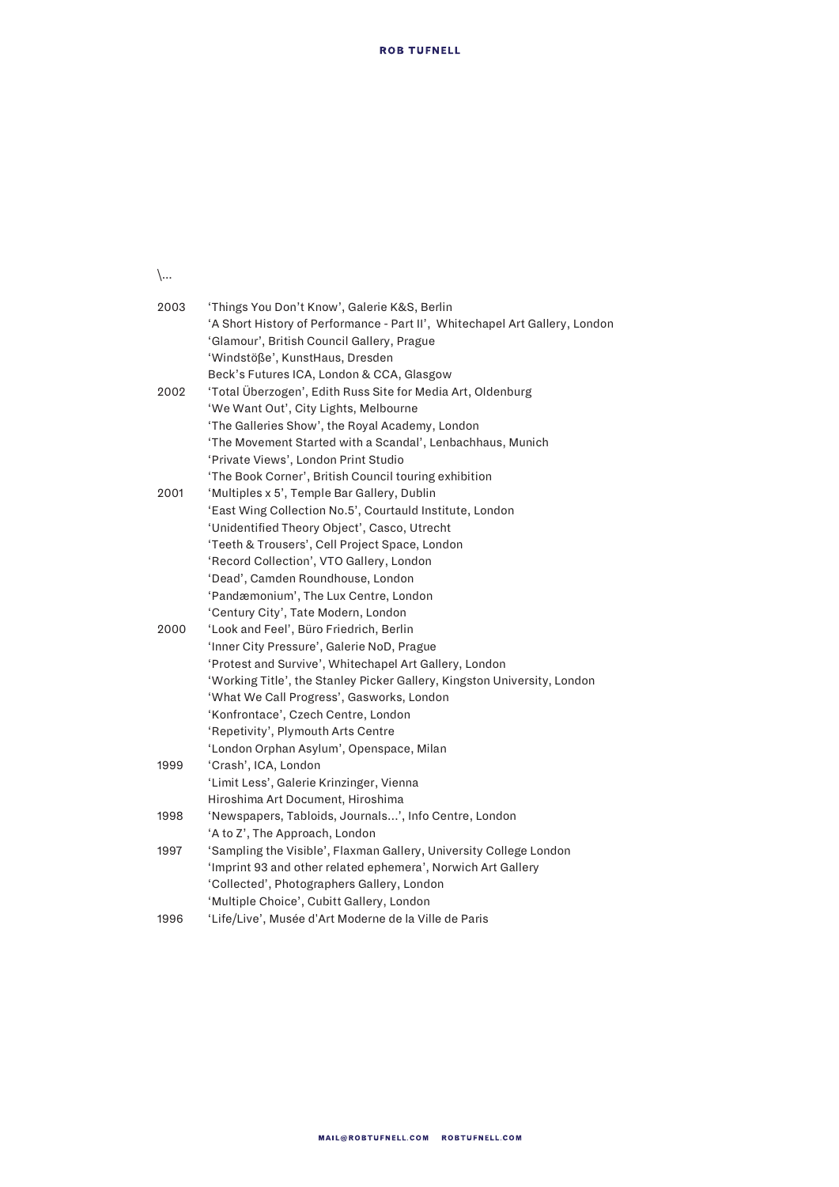\...

| | |
|---|---|
| 2003 | 'Things You Don't Know', Galerie K&S, Berlin |
| | 'A Short History of Performance - Part II', Whitechapel Art Gallery, London |
| | 'Glamour', British Council Gallery, Prague |
| | 'Windstöße', KunstHaus, Dresden |
| | Beck's Futures ICA, London & CCA, Glasgow |
| 2002 | 'Total Überzogen', Edith Russ Site for Media Art, Oldenburg |
| | 'We Want Out', City Lights, Melbourne |
| | 'The Galleries Show', the Royal Academy, London |
| | 'The Movement Started with a Scandal', Lenbachhaus, Munich |
| | 'Private Views', London Print Studio |
| | 'The Book Corner', British Council touring exhibition |
| 2001 | 'Multiples x 5', Temple Bar Gallery, Dublin |
| | 'East Wing Collection No.5', Courtauld Institute, London |
| | 'Unidentified Theory Object', Casco, Utrecht |
| | 'Teeth & Trousers', Cell Project Space, London |
| | 'Record Collection', VTO Gallery, London |
| | 'Dead', Camden Roundhouse, London |
| | 'Pandæmonium', The Lux Centre, London |
| | 'Century City', Tate Modern, London |
| 2000 | 'Look and Feel', Büro Friedrich, Berlin |
| | 'Inner City Pressure', Galerie NoD, Prague |
| | 'Protest and Survive', Whitechapel Art Gallery, London |
| | 'Working Title', the Stanley Picker Gallery, Kingston University, London |
| | 'What We Call Progress', Gasworks, London |
| | 'Konfrontace', Czech Centre, London |
| | 'Repetivity', Plymouth Arts Centre |
| | 'London Orphan Asylum', Openspace, Milan |
| 1999 | 'Crash', ICA, London |
| | 'Limit Less', Galerie Krinzinger, Vienna |
| | Hiroshima Art Document, Hiroshima |
| 1998 | 'Newspapers, Tabloids, Journals...', Info Centre, London |
| | 'A to Z', The Approach, London |
| 1997 | 'Sampling the Visible', Flaxman Gallery, University College London |
| | 'Imprint 93 and other related ephemera', Norwich Art Gallery |
| | 'Collected', Photographers Gallery, London |
| | 'Multiple Choice', Cubitt Gallery, London |
| 1996 | 'Life/Live', Musée d'Art Moderne de la Ville de Paris |